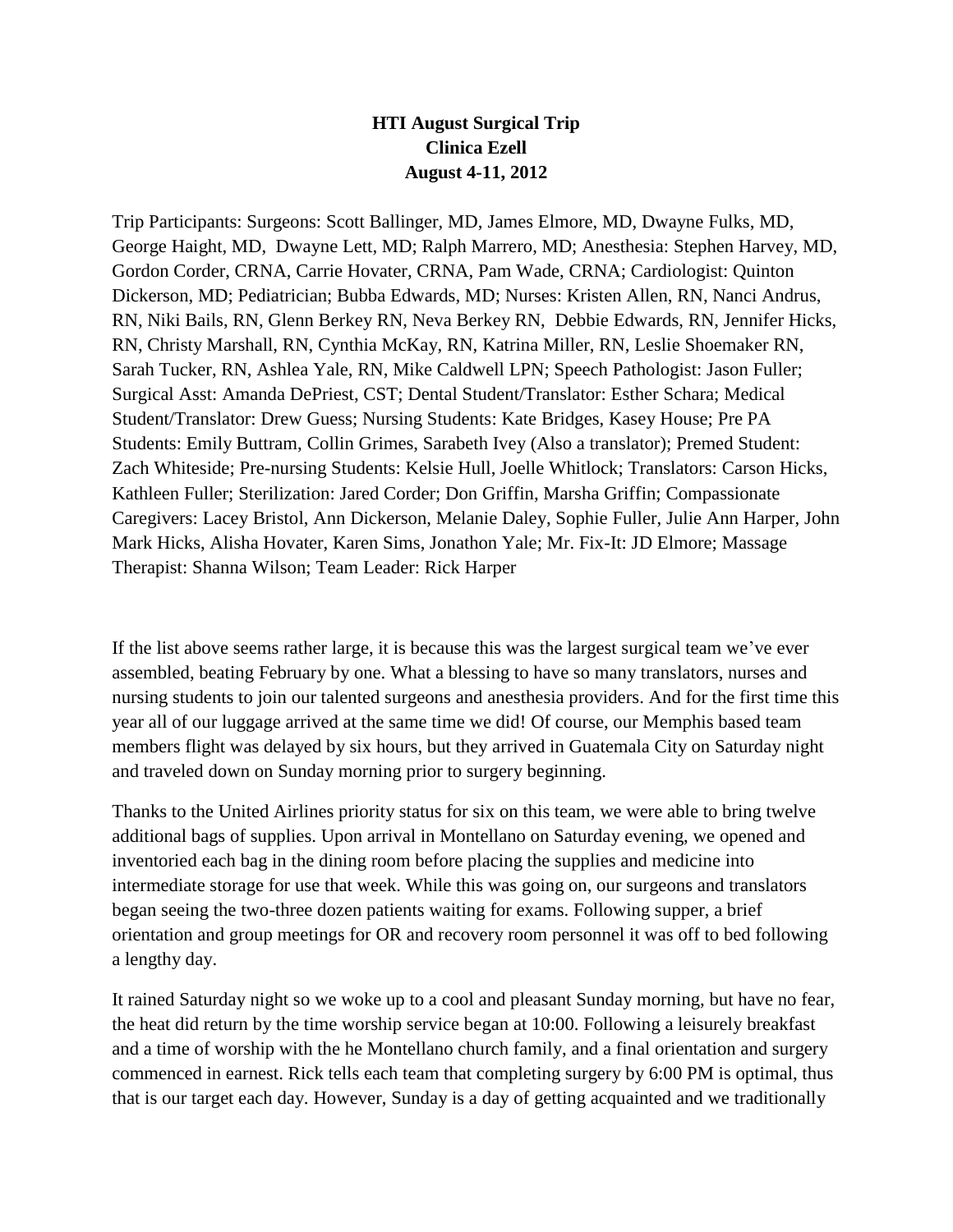**HTI August Surgical Trip**
**Clinica Ezell**
**August 4-11, 2012**

Trip Participants: Surgeons: Scott Ballinger, MD, James Elmore, MD, Dwayne Fulks, MD, George Haight, MD, Dwayne Lett, MD; Ralph Marrero, MD; Anesthesia: Stephen Harvey, MD, Gordon Corder, CRNA, Carrie Hovater, CRNA, Pam Wade, CRNA; Cardiologist: Quinton Dickerson, MD; Pediatrician; Bubba Edwards, MD; Nurses: Kristen Allen, RN, Nanci Andrus, RN, Niki Bails, RN, Glenn Berkey RN, Neva Berkey RN, Debbie Edwards, RN, Jennifer Hicks, RN, Christy Marshall, RN, Cynthia McKay, RN, Katrina Miller, RN, Leslie Shoemaker RN, Sarah Tucker, RN, Ashlea Yale, RN, Mike Caldwell LPN; Speech Pathologist: Jason Fuller; Surgical Asst: Amanda DePriest, CST; Dental Student/Translator: Esther Schara; Medical Student/Translator: Drew Guess; Nursing Students: Kate Bridges, Kasey House; Pre PA Students: Emily Buttram, Collin Grimes, Sarabeth Ivey (Also a translator); Premed Student: Zach Whiteside; Pre-nursing Students: Kelsie Hull, Joelle Whitlock; Translators: Carson Hicks, Kathleen Fuller; Sterilization: Jared Corder; Don Griffin, Marsha Griffin; Compassionate Caregivers: Lacey Bristol, Ann Dickerson, Melanie Daley, Sophie Fuller, Julie Ann Harper, John Mark Hicks, Alisha Hovater, Karen Sims, Jonathon Yale; Mr. Fix-It: JD Elmore; Massage Therapist: Shanna Wilson; Team Leader: Rick Harper

If the list above seems rather large, it is because this was the largest surgical team we've ever assembled, beating February by one. What a blessing to have so many translators, nurses and nursing students to join our talented surgeons and anesthesia providers. And for the first time this year all of our luggage arrived at the same time we did! Of course, our Memphis based team members flight was delayed by six hours, but they arrived in Guatemala City on Saturday night and traveled down on Sunday morning prior to surgery beginning.

Thanks to the United Airlines priority status for six on this team, we were able to bring twelve additional bags of supplies. Upon arrival in Montellano on Saturday evening, we opened and inventoried each bag in the dining room before placing the supplies and medicine into intermediate storage for use that week. While this was going on, our surgeons and translators began seeing the two-three dozen patients waiting for exams. Following supper, a brief orientation and group meetings for OR and recovery room personnel it was off to bed following a lengthy day.

It rained Saturday night so we woke up to a cool and pleasant Sunday morning, but have no fear, the heat did return by the time worship service began at 10:00. Following a leisurely breakfast and a time of worship with the he Montellano church family, and a final orientation and surgery commenced in earnest. Rick tells each team that completing surgery by 6:00 PM is optimal, thus that is our target each day. However, Sunday is a day of getting acquainted and we traditionally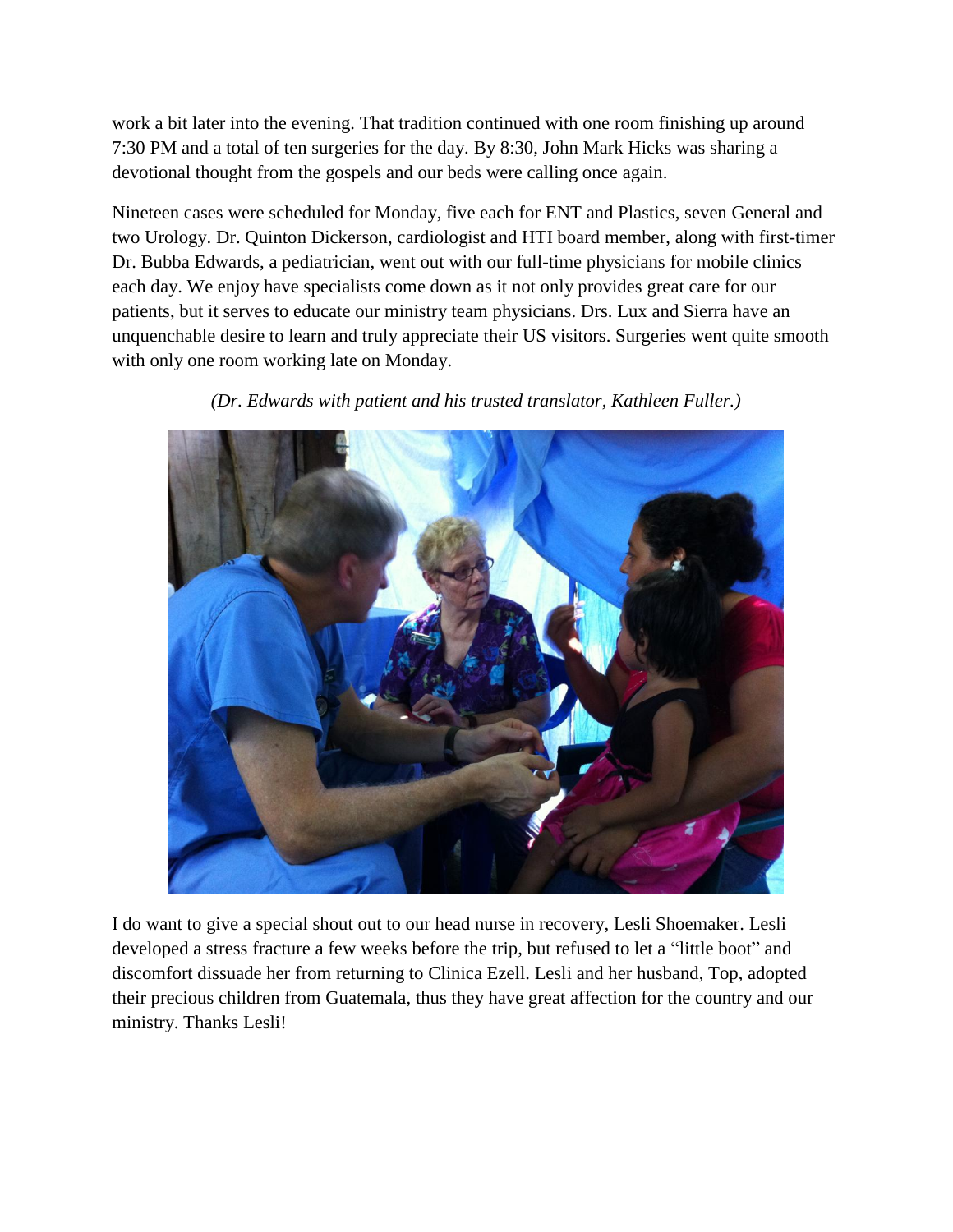work a bit later into the evening. That tradition continued with one room finishing up around 7:30 PM and a total of ten surgeries for the day. By 8:30, John Mark Hicks was sharing a devotional thought from the gospels and our beds were calling once again.

Nineteen cases were scheduled for Monday, five each for ENT and Plastics, seven General and two Urology. Dr. Quinton Dickerson, cardiologist and HTI board member, along with first-timer Dr. Bubba Edwards, a pediatrician, went out with our full-time physicians for mobile clinics each day. We enjoy have specialists come down as it not only provides great care for our patients, but it serves to educate our ministry team physicians. Drs. Lux and Sierra have an unquenchable desire to learn and truly appreciate their US visitors. Surgeries went quite smooth with only one room working late on Monday.

*(Dr. Edwards with patient and his trusted translator, Kathleen Fuller.)*

I do want to give a special shout out to our head nurse in recovery, Lesli Shoemaker. Lesli developed a stress fracture a few weeks before the trip, but refused to let a "little boot" and discomfort dissuade her from returning to Clinica Ezell. Lesli and her husband, Top, adopted their precious children from Guatemala, thus they have great affection for the country and our ministry. Thanks Lesli!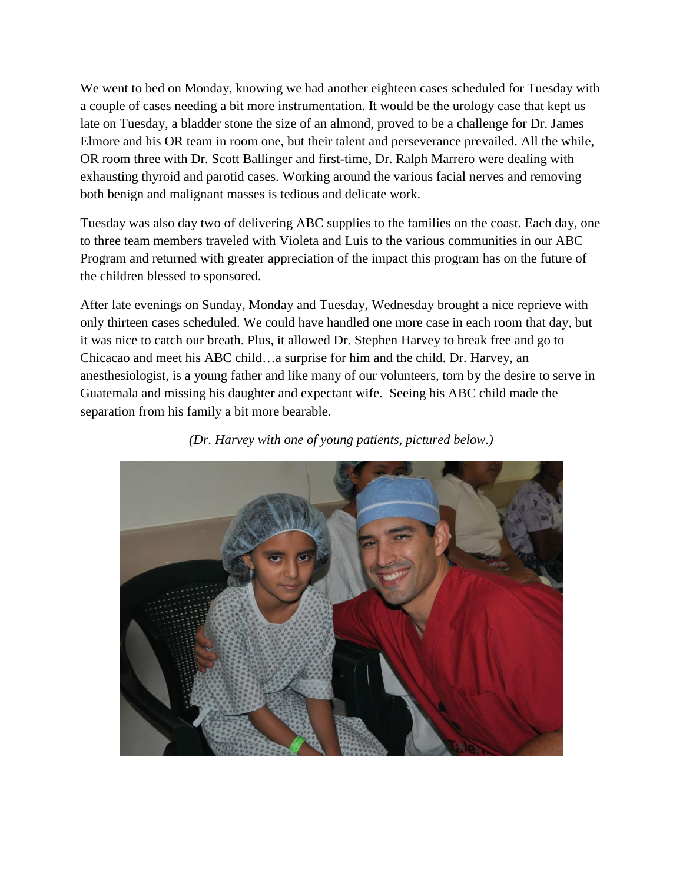We went to bed on Monday, knowing we had another eighteen cases scheduled for Tuesday with a couple of cases needing a bit more instrumentation. It would be the urology case that kept us late on Tuesday, a bladder stone the size of an almond, proved to be a challenge for Dr. James Elmore and his OR team in room one, but their talent and perseverance prevailed. All the while, OR room three with Dr. Scott Ballinger and first-time, Dr. Ralph Marrero were dealing with exhausting thyroid and parotid cases. Working around the various facial nerves and removing both benign and malignant masses is tedious and delicate work.

Tuesday was also day two of delivering ABC supplies to the families on the coast. Each day, one to three team members traveled with Violeta and Luis to the various communities in our ABC Program and returned with greater appreciation of the impact this program has on the future of the children blessed to sponsored.

After late evenings on Sunday, Monday and Tuesday, Wednesday brought a nice reprieve with only thirteen cases scheduled. We could have handled one more case in each room that day, but it was nice to catch our breath. Plus, it allowed Dr. Stephen Harvey to break free and go to Chicacao and meet his ABC child…a surprise for him and the child. Dr. Harvey, an anesthesiologist, is a young father and like many of our volunteers, torn by the desire to serve in Guatemala and missing his daughter and expectant wife. Seeing his ABC child made the separation from his family a bit more bearable.

*(Dr. Harvey with one of young patients, pictured below.)*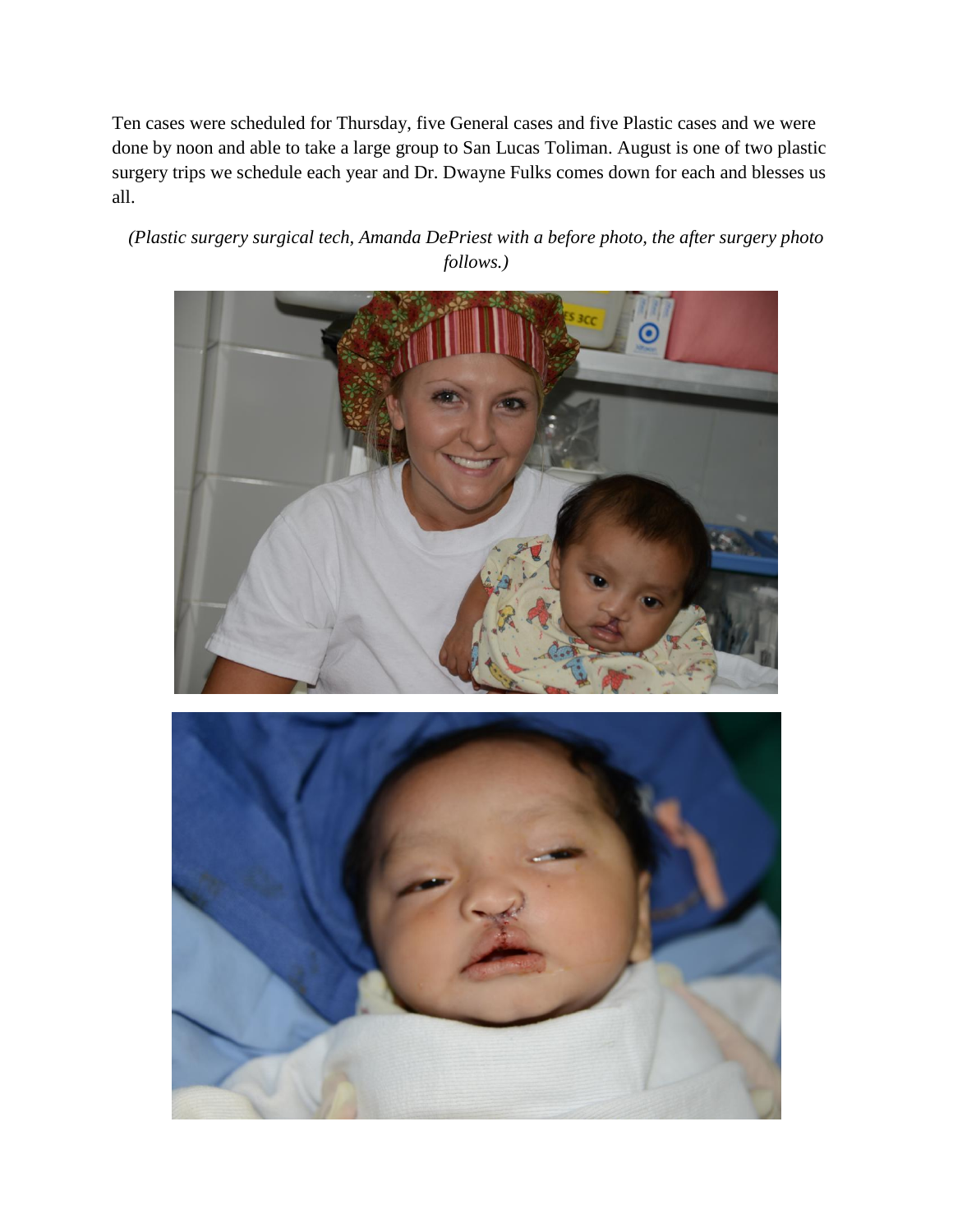Ten cases were scheduled for Thursday, five General cases and five Plastic cases and we were done by noon and able to take a large group to San Lucas Toliman. August is one of two plastic surgery trips we schedule each year and Dr. Dwayne Fulks comes down for each and blesses us all.

*(Plastic surgery surgical tech, Amanda DePriest with a before photo, the after surgery photo follows.)*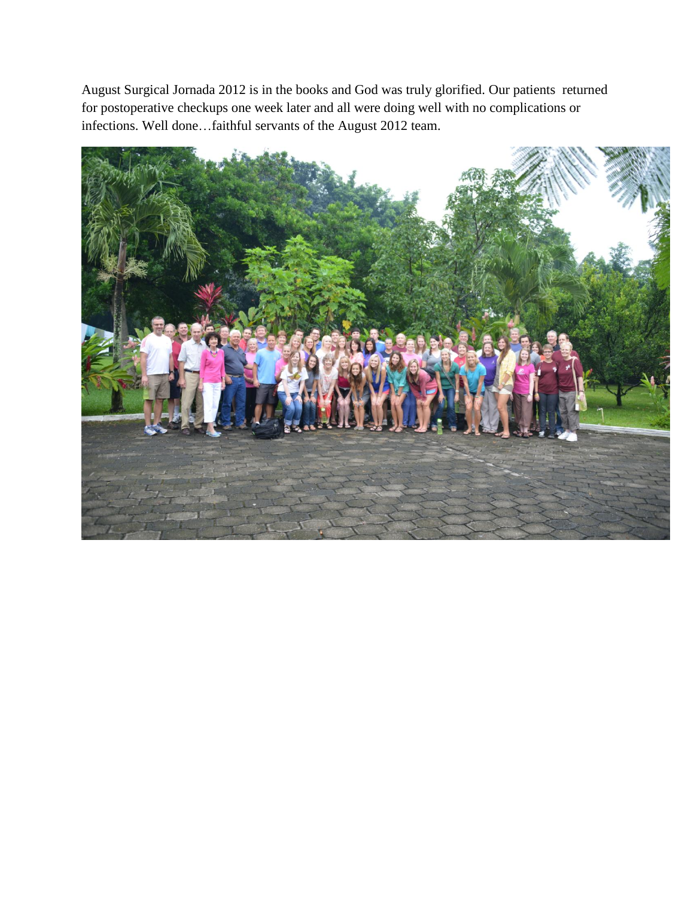August Surgical Jornada 2012 is in the books and God was truly glorified. Our patients returned for postoperative checkups one week later and all were doing well with no complications or infections. Well done…faithful servants of the August 2012 team.